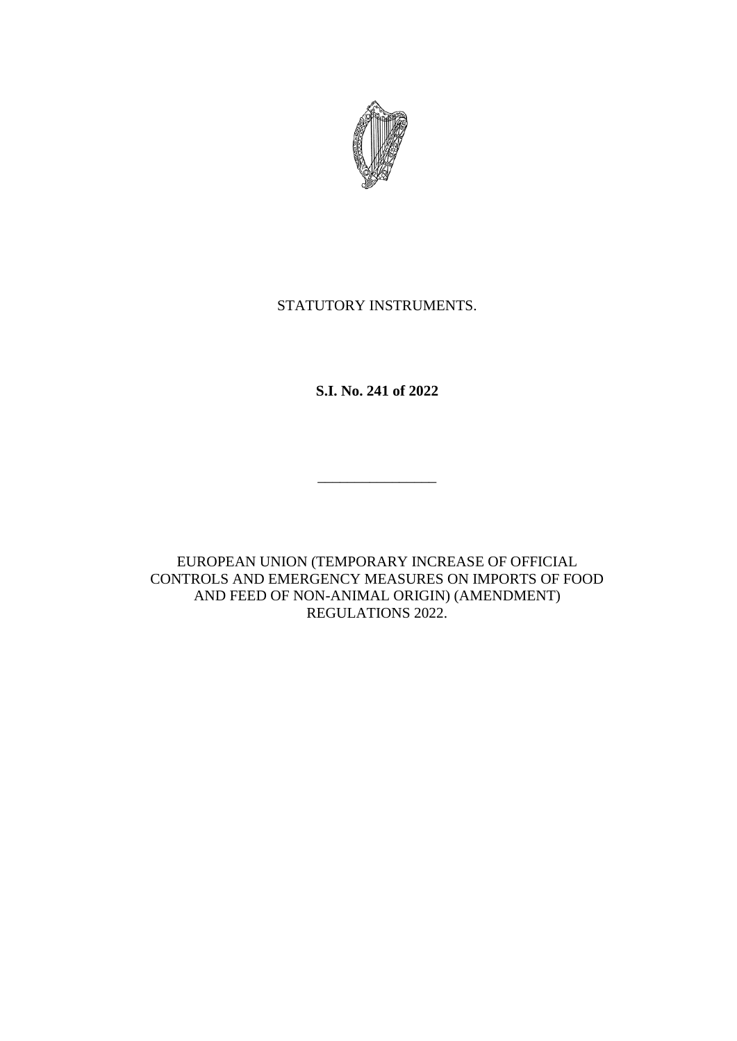STATUTORY INSTRUMENTS.

**S.I. No. 241 of 2022**

\_\_\_\_\_\_\_\_\_\_\_\_\_\_\_\_

EUROPEAN UNION (TEMPORARY INCREASE OF OFFICIAL CONTROLS AND EMERGENCY MEASURES ON IMPORTS OF FOOD AND FEED OF NON-ANIMAL ORIGIN) (AMENDMENT) REGULATIONS 2022.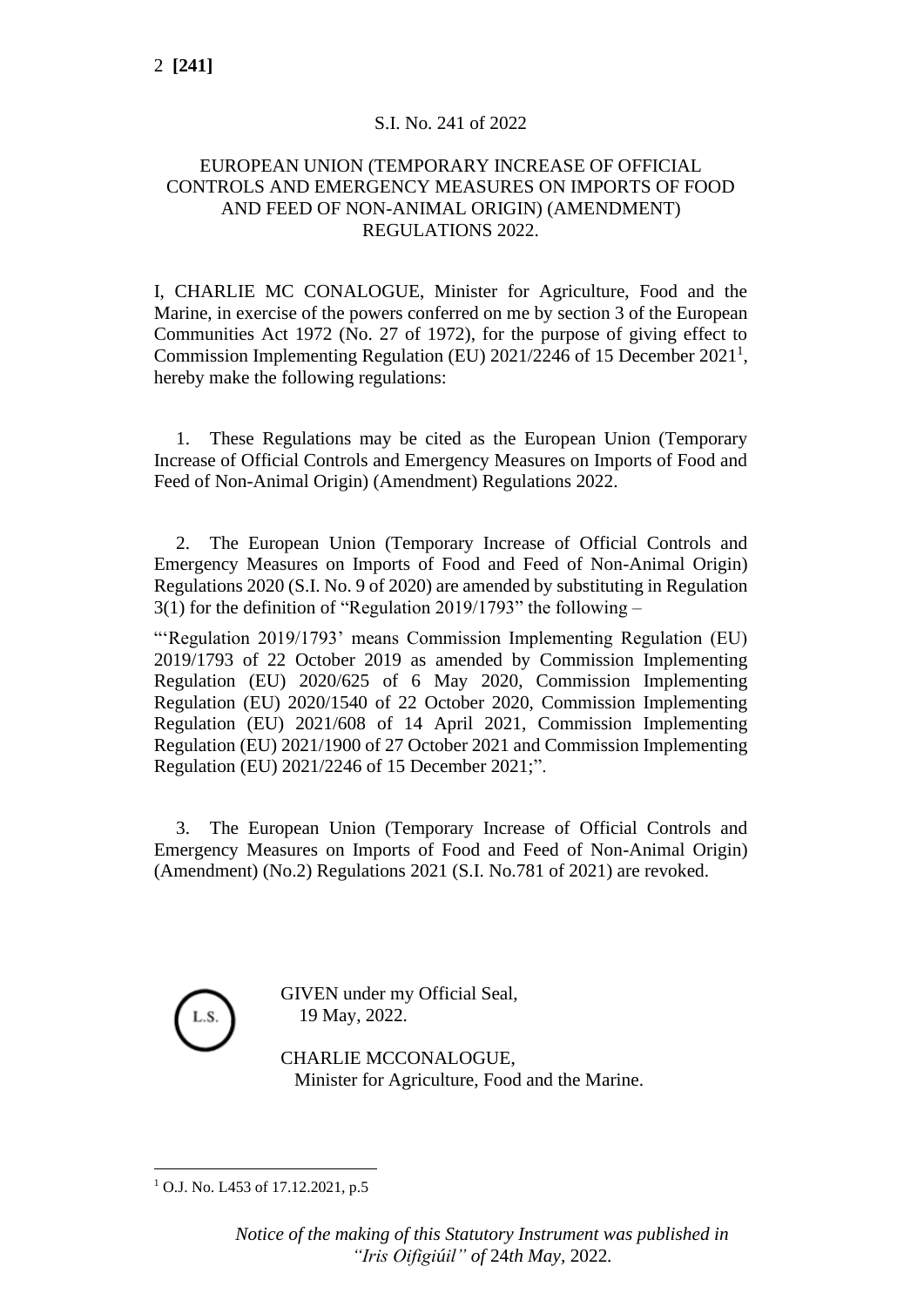S.I. No. 241 of 2022

# EUROPEAN UNION (TEMPORARY INCREASE OF OFFICIAL CONTROLS AND EMERGENCY MEASURES ON IMPORTS OF FOOD AND FEED OF NON-ANIMAL ORIGIN) (AMENDMENT) REGULATIONS 2022.

I, CHARLIE MC CONALOGUE, Minister for Agriculture, Food and the Marine, in exercise of the powers conferred on me by section 3 of the European Communities Act 1972 (No. 27 of 1972), for the purpose of giving effect to Commission Implementing Regulation (EU) 2021/2246 of 15 December 2021[1], hereby make the following regulations:

1. These Regulations may be cited as the European Union (Temporary Increase of Official Controls and Emergency Measures on Imports of Food and Feed of Non-Animal Origin) (Amendment) Regulations 2022.

2. The European Union (Temporary Increase of Official Controls and Emergency Measures on Imports of Food and Feed of Non-Animal Origin) Regulations 2020 (S.I. No. 9 of 2020) are amended by substituting in Regulation 3(1) for the definition of "Regulation 2019/1793" the following –

"'Regulation 2019/1793' means Commission Implementing Regulation (EU) 2019/1793 of 22 October 2019 as amended by Commission Implementing Regulation (EU) 2020/625 of 6 May 2020, Commission Implementing Regulation (EU) 2020/1540 of 22 October 2020, Commission Implementing Regulation (EU) 2021/608 of 14 April 2021, Commission Implementing Regulation (EU) 2021/1900 of 27 October 2021 and Commission Implementing Regulation (EU) 2021/2246 of 15 December 2021;".

3. The European Union (Temporary Increase of Official Controls and Emergency Measures on Imports of Food and Feed of Non-Animal Origin) (Amendment) (No.2) Regulations 2021 (S.I. No.781 of 2021) are revoked.

L.S.

GIVEN under my Official Seal,
19 May, 2022.

CHARLIE MCCONALOGUE,
Minister for Agriculture, Food and the Marine.

[1] O.J. No. L453 of 17.12.2021, p.5

*Notice of the making of this Statutory Instrument was published in "Iris Oifigiúil" of* 24*th May,* 2022.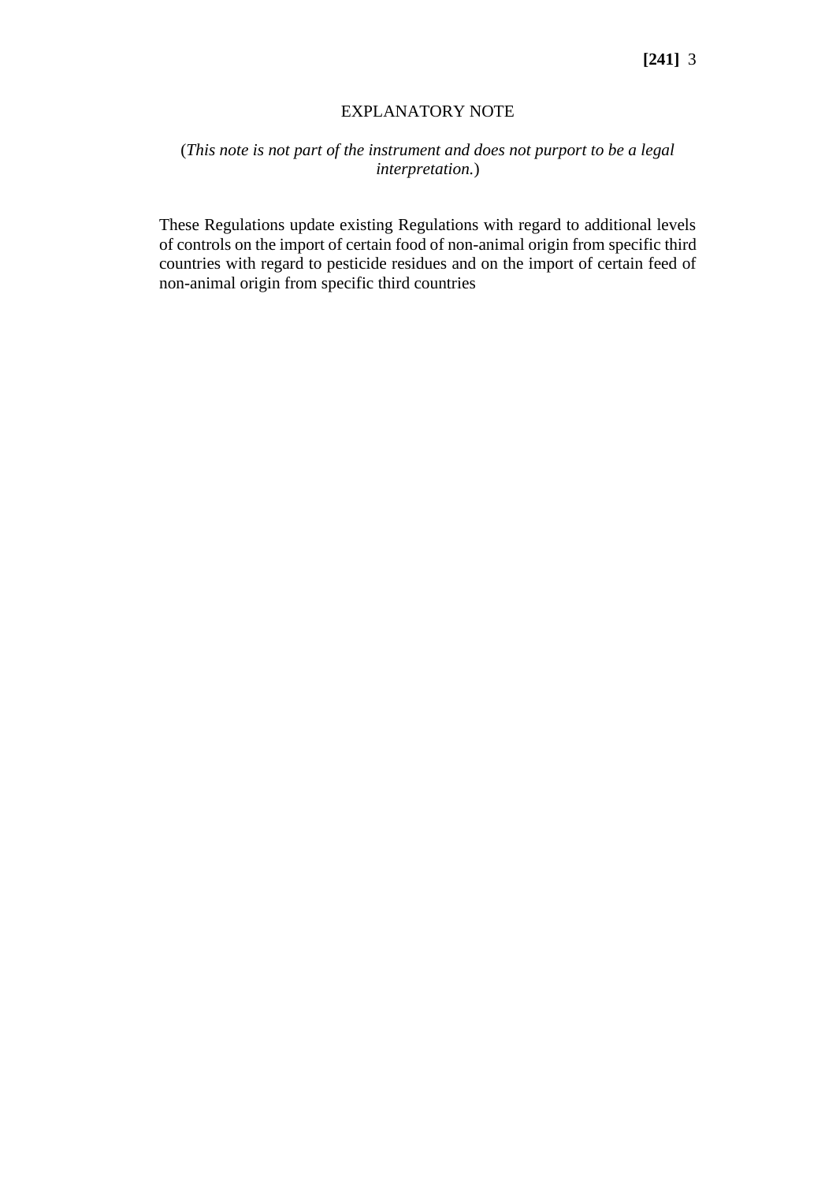## EXPLANATORY NOTE

(*This note is not part of the instrument and does not purport to be a legal interpretation.*)

These Regulations update existing Regulations with regard to additional levels of controls on the import of certain food of non-animal origin from specific third countries with regard to pesticide residues and on the import of certain feed of non-animal origin from specific third countries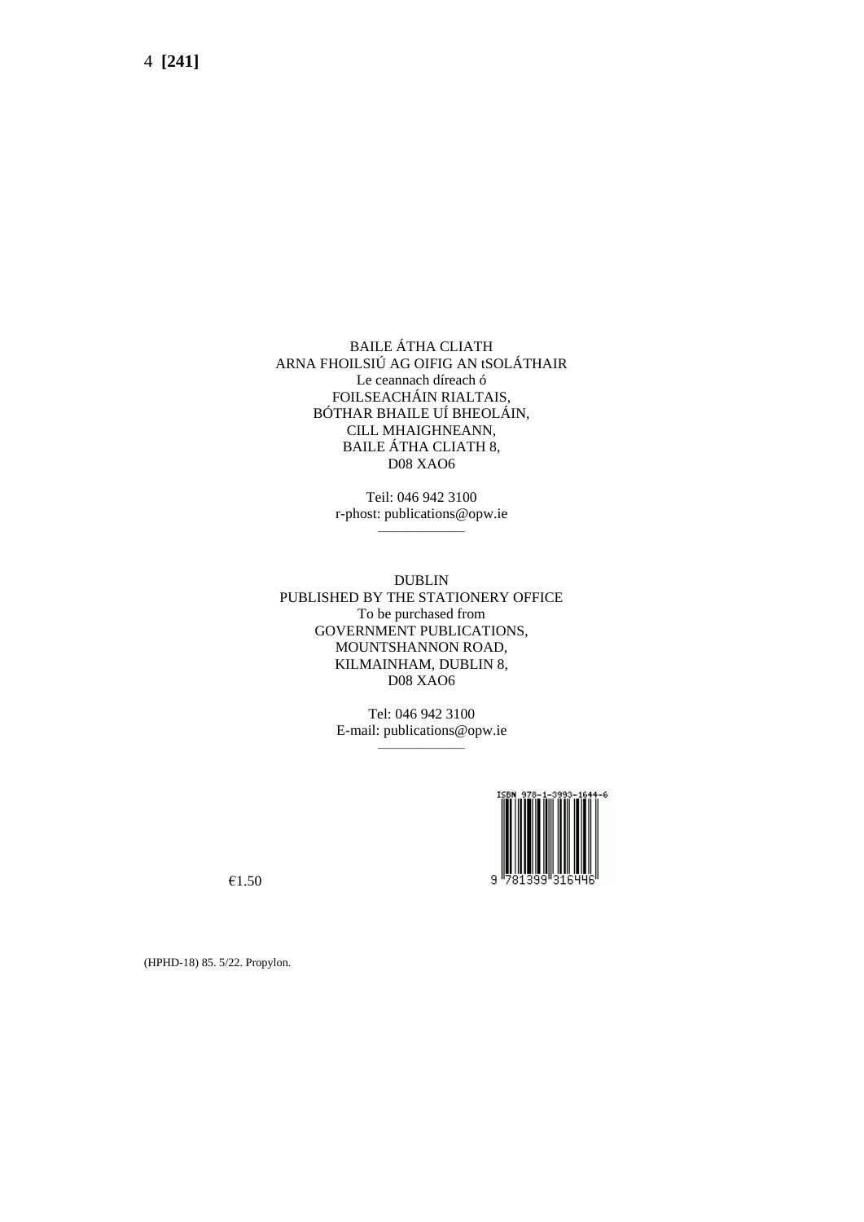**[241]**

BAILE ÁTHA CLIATH
ARNA FHOILSIÚ AG OIFIG AN tSOLÁTHAIR
Le ceannach díreach ó
FOILSEACHÁIN RIALTAIS,
BÓTHAR BHAILE UÍ BHEOLÁIN,
CILL MHAIGHNEANN,
BAILE ÁTHA CLIATH 8,
D08 XAO6

Teil: 046 942 3100
r-phost: publications@opw.ie

---

DUBLIN
PUBLISHED BY THE STATIONERY OFFICE
To be purchased from
GOVERNMENT PUBLICATIONS,
MOUNTSHANNON ROAD,
KILMAINHAM, DUBLIN 8,
D08 XAO6

Tel: 046 942 3100
E-mail: publications@opw.ie

---

ISBN 978-1-3993-1644-6

9 781399 316446

€1.50

(HPHD-18) 85. 5/22. Propylon.